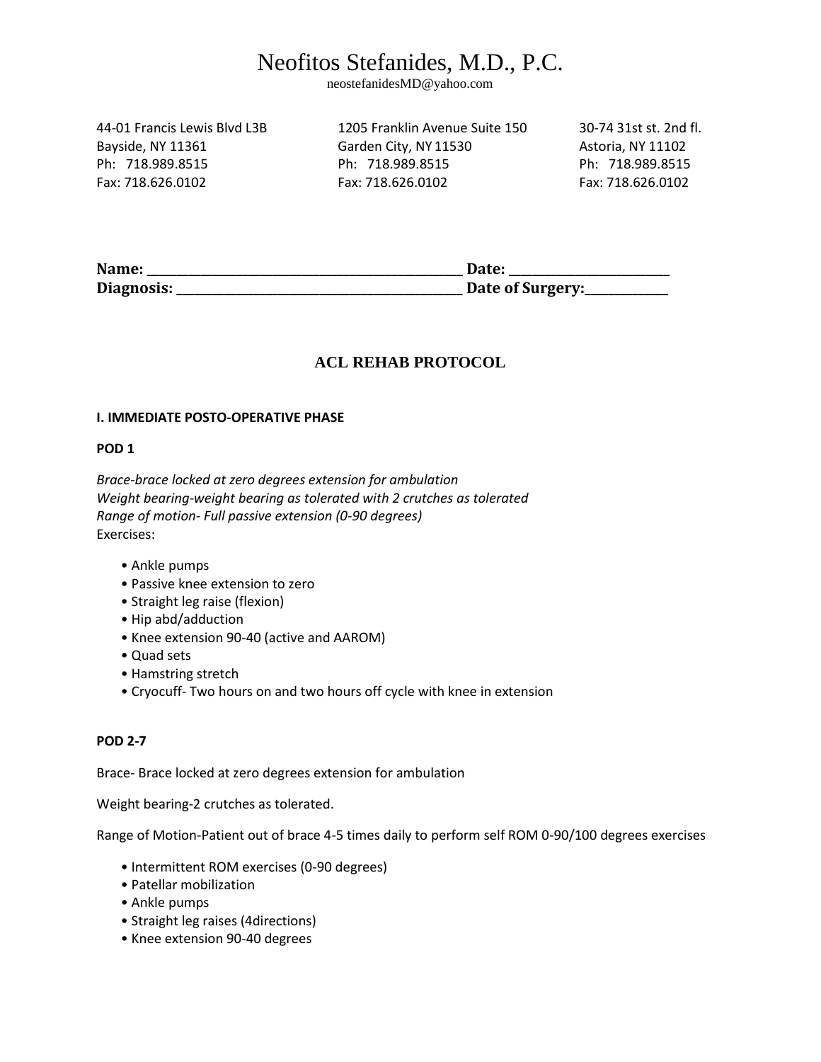# Neofitos Stefanides, M.D., P.C.

neostefanidesMD@yahoo.com

44-01 Francis Lewis Blvd L3B
Bayside, NY 11361
Ph: 718.989.8515
Fax: 718.626.0102

1205 Franklin Avenue Suite 150
Garden City, NY 11530
Ph: 718.989.8515
Fax: 718.626.0102

30-74 31st st. 2nd fl.
Astoria, NY 11102
Ph: 718.989.8515
Fax: 718.626.0102

**Name: _____________________________________________ Date: ______________________**
**Diagnosis: __________________________________________ Date of Surgery:____________**

## ACL REHAB PROTOCOL

### I. IMMEDIATE POSTO-OPERATIVE PHASE

**POD 1**

*Brace-brace locked at zero degrees extension for ambulation*
*Weight bearing-weight bearing as tolerated with 2 crutches as tolerated*
*Range of motion- Full passive extension (0-90 degrees)*
Exercises:

- Ankle pumps
- Passive knee extension to zero
- Straight leg raise (flexion)
- Hip abd/adduction
- Knee extension 90-40 (active and AAROM)
- Quad sets
- Hamstring stretch
- Cryocuff- Two hours on and two hours off cycle with knee in extension

**POD 2-7**

Brace- Brace locked at zero degrees extension for ambulation

Weight bearing-2 crutches as tolerated.

Range of Motion-Patient out of brace 4-5 times daily to perform self ROM 0-90/100 degrees exercises

- Intermittent ROM exercises (0-90 degrees)
- Patellar mobilization
- Ankle pumps
- Straight leg raises (4directions)
- Knee extension 90-40 degrees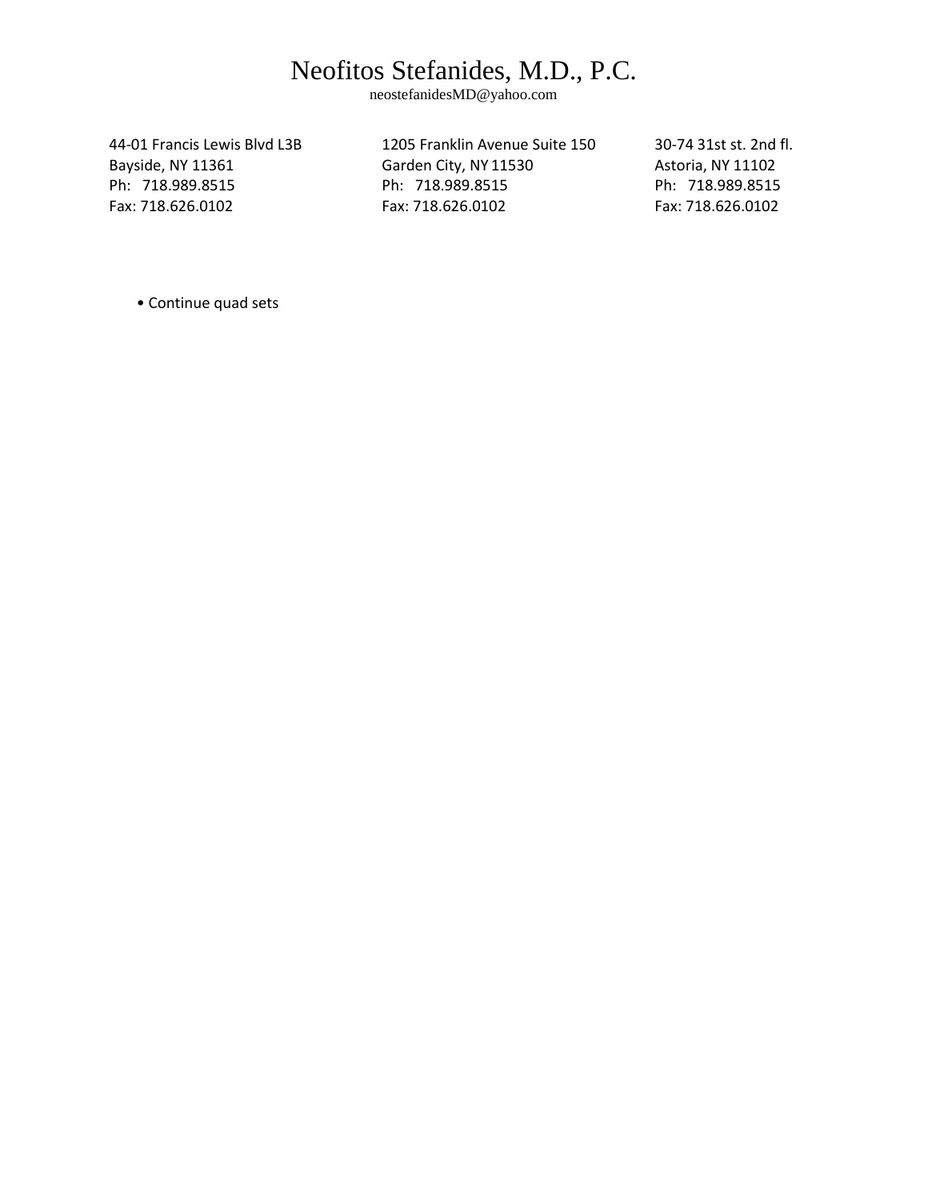- Continue quad sets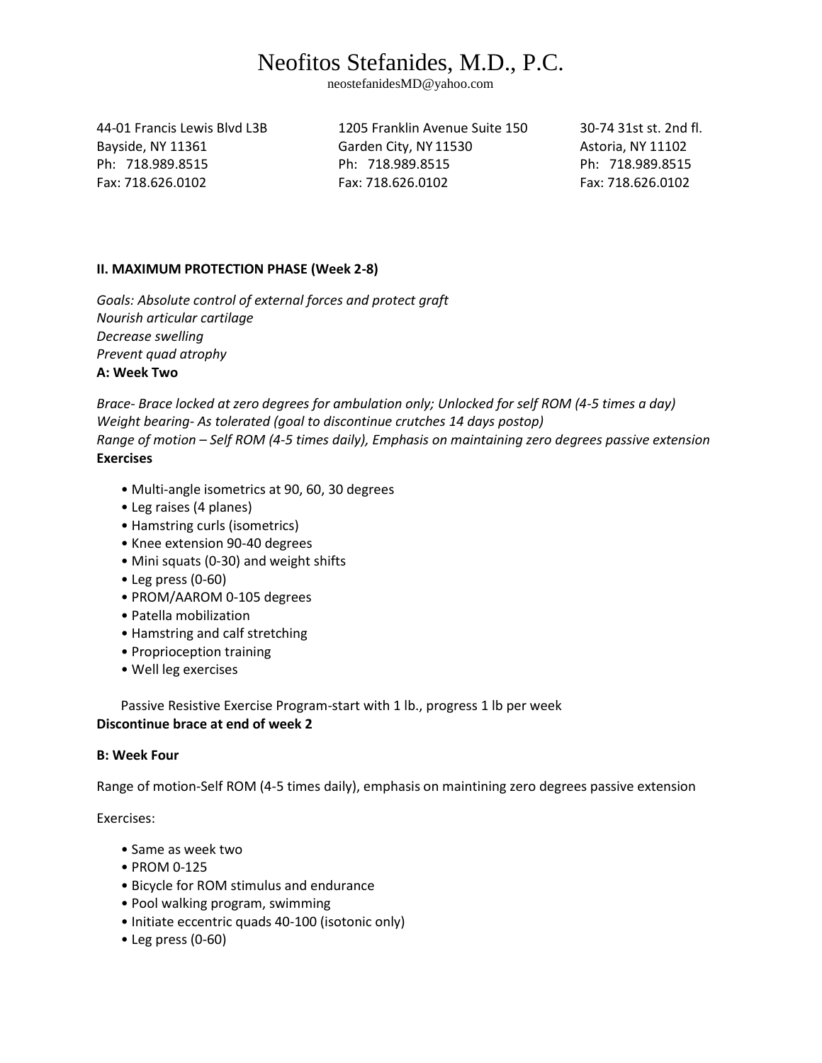# Neofitos Stefanides, M.D., P.C.

neostefanidesMD@yahoo.com

44-01 Francis Lewis Blvd L3B
Bayside, NY 11361
Ph: 718.989.8515
Fax: 718.626.0102

1205 Franklin Avenue Suite 150
Garden City, NY 11530
Ph: 718.989.8515
Fax: 718.626.0102

30-74 31st st. 2nd fl.
Astoria, NY 11102
Ph: 718.989.8515
Fax: 718.626.0102

**II. MAXIMUM PROTECTION PHASE (Week 2-8)**

*Goals: Absolute control of external forces and protect graft*
*Nourish articular cartilage*
*Decrease swelling*
*Prevent quad atrophy*

**A: Week Two**

*Brace- Brace locked at zero degrees for ambulation only; Unlocked for self ROM (4-5 times a day)*
*Weight bearing- As tolerated (goal to discontinue crutches 14 days postop)*
*Range of motion – Self ROM (4-5 times daily), Emphasis on maintaining zero degrees passive extension*

**Exercises**

- Multi-angle isometrics at 90, 60, 30 degrees
- Leg raises (4 planes)
- Hamstring curls (isometrics)
- Knee extension 90-40 degrees
- Mini squats (0-30) and weight shifts
- Leg press (0-60)
- PROM/AAROM 0-105 degrees
- Patella mobilization
- Hamstring and calf stretching
- Proprioception training
- Well leg exercises

Passive Resistive Exercise Program-start with 1 lb., progress 1 lb per week

**Discontinue brace at end of week 2**

**B: Week Four**

Range of motion-Self ROM (4-5 times daily), emphasis on maintining zero degrees passive extension

Exercises:

- Same as week two
- PROM 0-125
- Bicycle for ROM stimulus and endurance
- Pool walking program, swimming
- Initiate eccentric quads 40-100 (isotonic only)
- Leg press (0-60)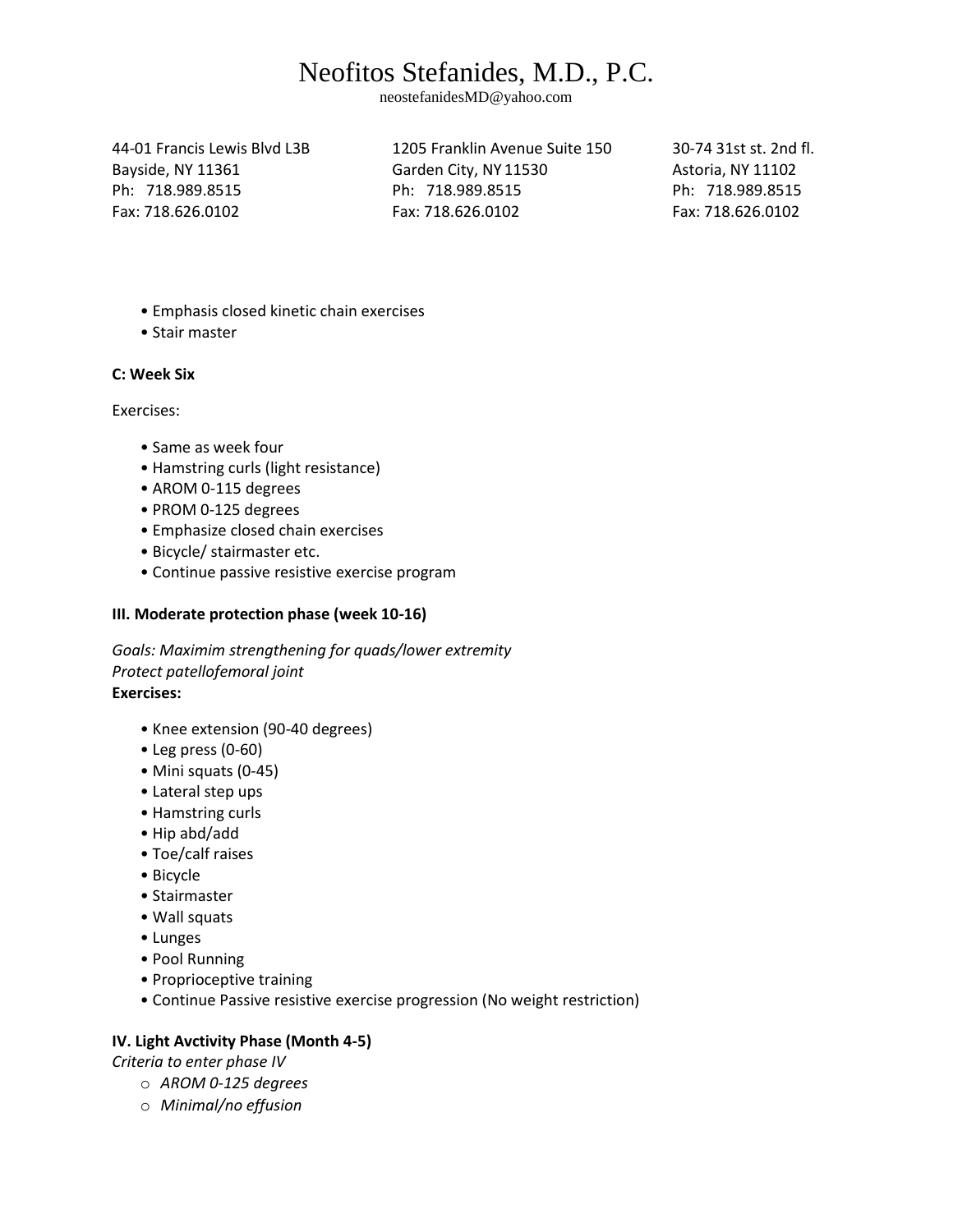- Emphasis closed kinetic chain exercises
- Stair master

**C: Week Six**

Exercises:

- Same as week four
- Hamstring curls (light resistance)
- AROM 0-115 degrees
- PROM 0-125 degrees
- Emphasize closed chain exercises
- Bicycle/ stairmaster etc.
- Continue passive resistive exercise program

**III. Moderate protection phase (week 10-16)**

*Goals: Maximim strengthening for quads/lower extremity*
*Protect patellofemoral joint*
**Exercises:**

- Knee extension (90-40 degrees)
- Leg press (0-60)
- Mini squats (0-45)
- Lateral step ups
- Hamstring curls
- Hip abd/add
- Toe/calf raises
- Bicycle
- Stairmaster
- Wall squats
- Lunges
- Pool Running
- Proprioceptive training
- Continue Passive resistive exercise progression (No weight restriction)

**IV. Light Avctivity Phase (Month 4-5)**

*Criteria to enter phase IV*

- *AROM 0-125 degrees*
- *Minimal/no effusion*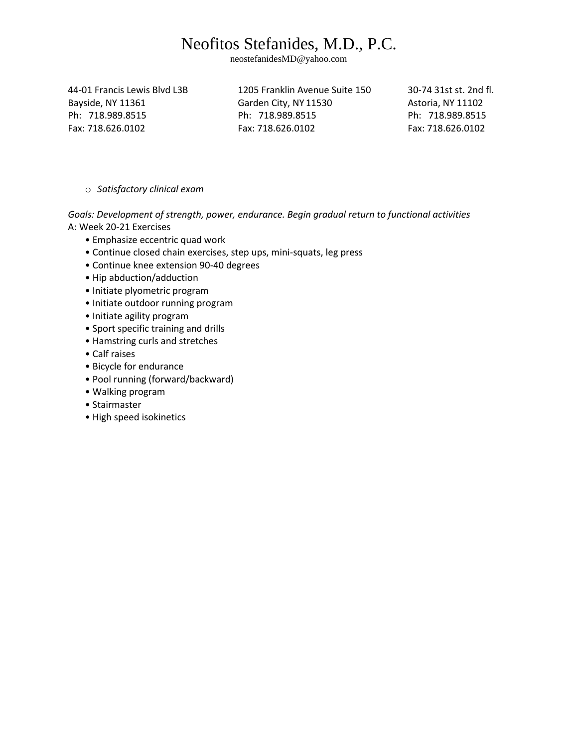# Neofitos Stefanides, M.D., P.C.

neostefanidesMD@yahoo.com

44-01 Francis Lewis Blvd L3B
Bayside, NY 11361
Ph: 718.989.8515
Fax: 718.626.0102

1205 Franklin Avenue Suite 150
Garden City, NY 11530
Ph: 718.989.8515
Fax: 718.626.0102

30-74 31st st. 2nd fl.
Astoria, NY 11102
Ph: 718.989.8515
Fax: 718.626.0102

- *Satisfactory clinical exam*

*Goals: Development of strength, power, endurance. Begin gradual return to functional activities*

A: Week 20-21 Exercises

- Emphasize eccentric quad work
- Continue closed chain exercises, step ups, mini-squats, leg press
- Continue knee extension 90-40 degrees
- Hip abduction/adduction
- Initiate plyometric program
- Initiate outdoor running program
- Initiate agility program
- Sport specific training and drills
- Hamstring curls and stretches
- Calf raises
- Bicycle for endurance
- Pool running (forward/backward)
- Walking program
- Stairmaster
- High speed isokinetics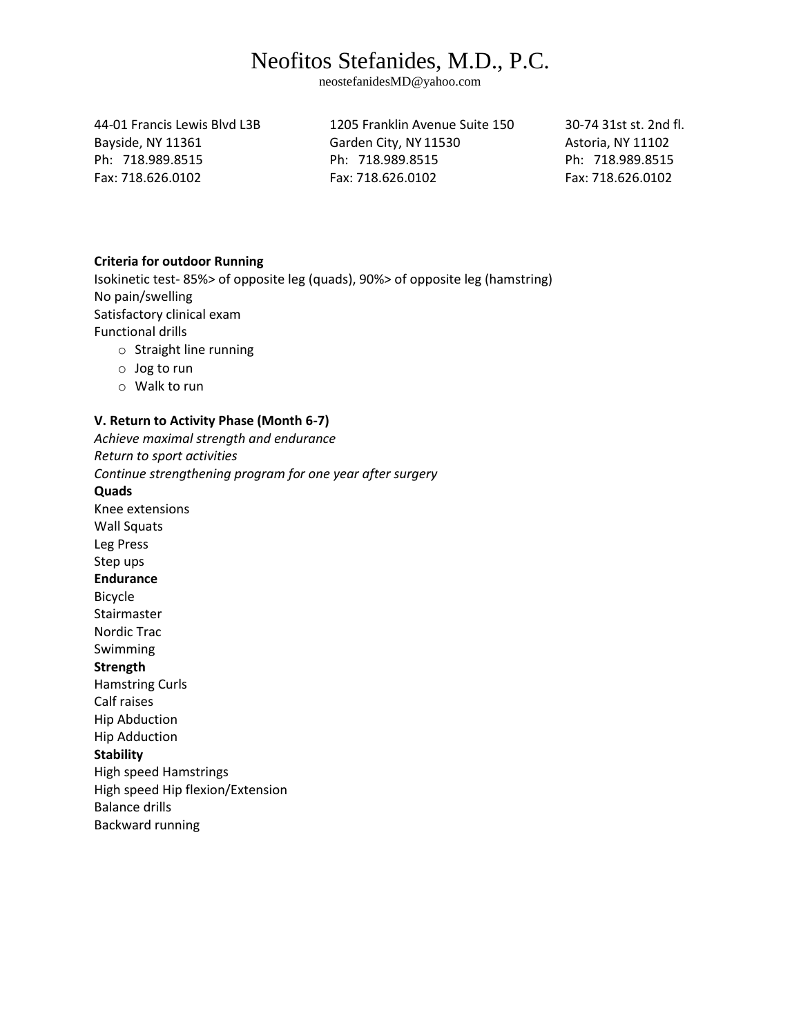**Criteria for outdoor Running**

Isokinetic test- 85%> of opposite leg (quads), 90%> of opposite leg (hamstring)

No pain/swelling

Satisfactory clinical exam

Functional drills

- Straight line running
- Jog to run
- Walk to run

**V. Return to Activity Phase (Month 6-7)**

*Achieve maximal strength and endurance*

*Return to sport activities*

*Continue strengthening program for one year after surgery*

**Quads**

Knee extensions

Wall Squats

Leg Press

Step ups

**Endurance**

Bicycle

Stairmaster

Nordic Trac

Swimming

**Strength**

Hamstring Curls

Calf raises

Hip Abduction

Hip Adduction

**Stability**

High speed Hamstrings

High speed Hip flexion/Extension

Balance drills

Backward running